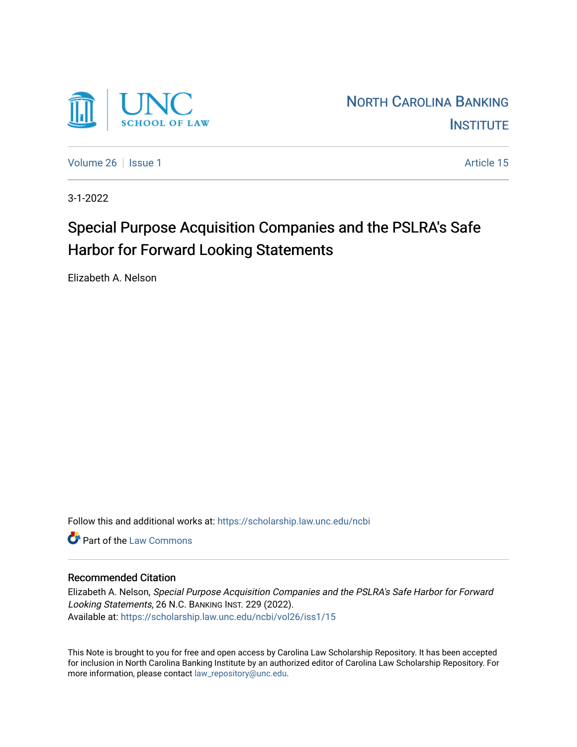UNC SCHOOL OF LAW

NORTH CAROLINA BANKING INSTITUTE

Volume 26 | Issue 1 | Article 15

3-1-2022

# Special Purpose Acquisition Companies and the PSLRA's Safe Harbor for Forward Looking Statements

Elizabeth A. Nelson

Follow this and additional works at: https://scholarship.law.unc.edu/ncbi

Part of the Law Commons

## Recommended Citation

Elizabeth A. Nelson, *Special Purpose Acquisition Companies and the PSLRA's Safe Harbor for Forward Looking Statements*, 26 N.C. BANKING INST. 229 (2022).
Available at: https://scholarship.law.unc.edu/ncbi/vol26/iss1/15

This Note is brought to you for free and open access by Carolina Law Scholarship Repository. It has been accepted for inclusion in North Carolina Banking Institute by an authorized editor of Carolina Law Scholarship Repository. For more information, please contact law_repository@unc.edu.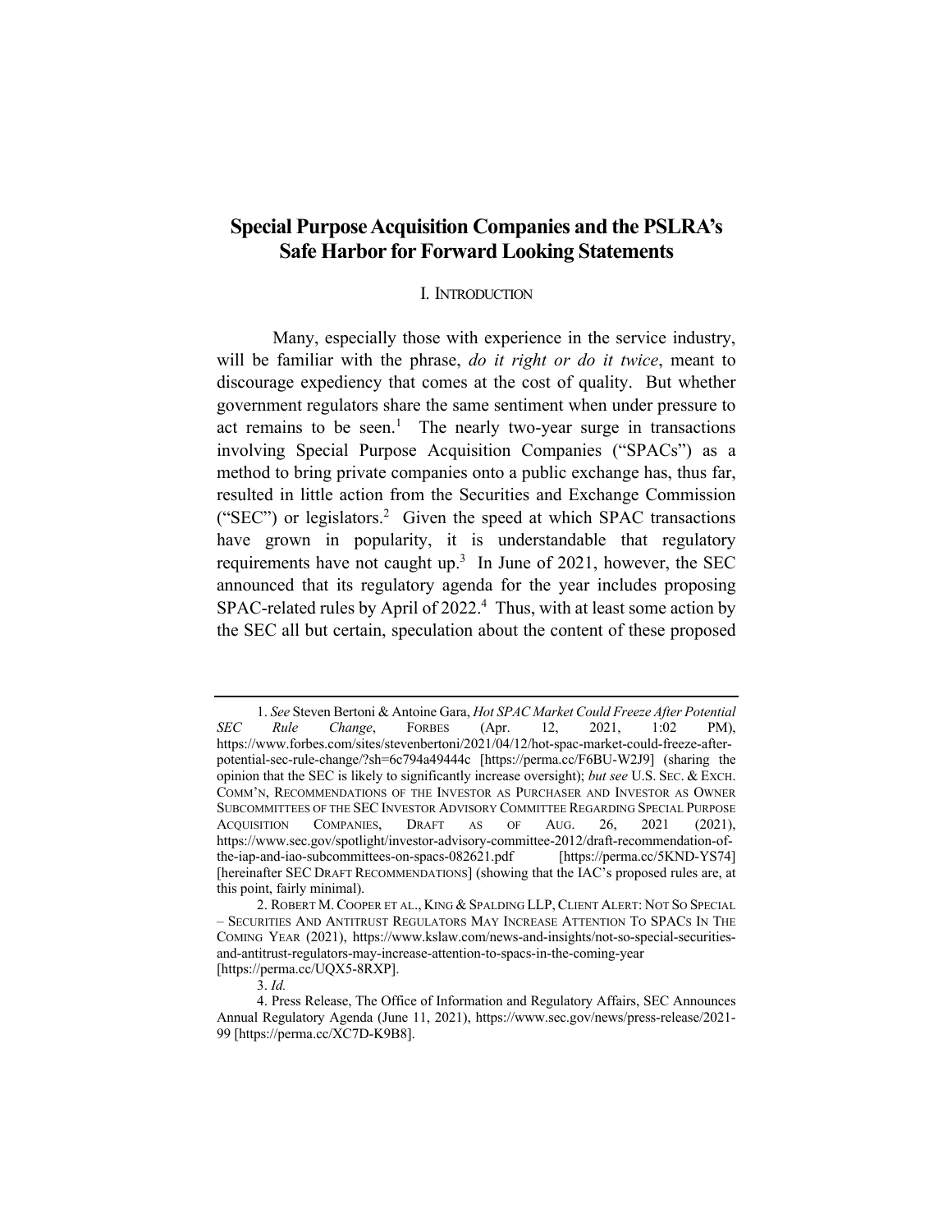# Special Purpose Acquisition Companies and the PSLRA's Safe Harbor for Forward Looking Statements

## I. INTRODUCTION

Many, especially those with experience in the service industry, will be familiar with the phrase, *do it right or do it twice*, meant to discourage expediency that comes at the cost of quality. But whether government regulators share the same sentiment when under pressure to act remains to be seen.[1] The nearly two-year surge in transactions involving Special Purpose Acquisition Companies ("SPACs") as a method to bring private companies onto a public exchange has, thus far, resulted in little action from the Securities and Exchange Commission ("SEC") or legislators.[2] Given the speed at which SPAC transactions have grown in popularity, it is understandable that regulatory requirements have not caught up.[3] In June of 2021, however, the SEC announced that its regulatory agenda for the year includes proposing SPAC-related rules by April of 2022.[4] Thus, with at least some action by the SEC all but certain, speculation about the content of these proposed

---

1. *See* Steven Bertoni & Antoine Gara, *Hot SPAC Market Could Freeze After Potential SEC Rule Change*, FORBES (Apr. 12, 2021, 1:02 PM), https://www.forbes.com/sites/stevenbertoni/2021/04/12/hot-spac-market-could-freeze-after-potential-sec-rule-change/?sh=6c794a49444c [https://perma.cc/F6BU-W2J9] (sharing the opinion that the SEC is likely to significantly increase oversight); *but see* U.S. SEC. & EXCH. COMM'N, RECOMMENDATIONS OF THE INVESTOR AS PURCHASER AND INVESTOR AS OWNER SUBCOMMITTEES OF THE SEC INVESTOR ADVISORY COMMITTEE REGARDING SPECIAL PURPOSE ACQUISITION COMPANIES, DRAFT AS OF AUG. 26, 2021 (2021), https://www.sec.gov/spotlight/investor-advisory-committee-2012/draft-recommendation-of-the-iap-and-iao-subcommittees-on-spacs-082621.pdf [https://perma.cc/5KND-YS74] [hereinafter SEC DRAFT RECOMMENDATIONS] (showing that the IAC's proposed rules are, at this point, fairly minimal).

2. ROBERT M. COOPER ET AL., KING & SPALDING LLP, CLIENT ALERT: NOT SO SPECIAL – SECURITIES AND ANTITRUST REGULATORS MAY INCREASE ATTENTION TO SPACS IN THE COMING YEAR (2021), https://www.kslaw.com/news-and-insights/not-so-special-securities-and-antitrust-regulators-may-increase-attention-to-spacs-in-the-coming-year [https://perma.cc/UQX5-8RXP].

3. *Id.*

4. Press Release, The Office of Information and Regulatory Affairs, SEC Announces Annual Regulatory Agenda (June 11, 2021), https://www.sec.gov/news/press-release/2021-99 [https://perma.cc/XC7D-K9B8].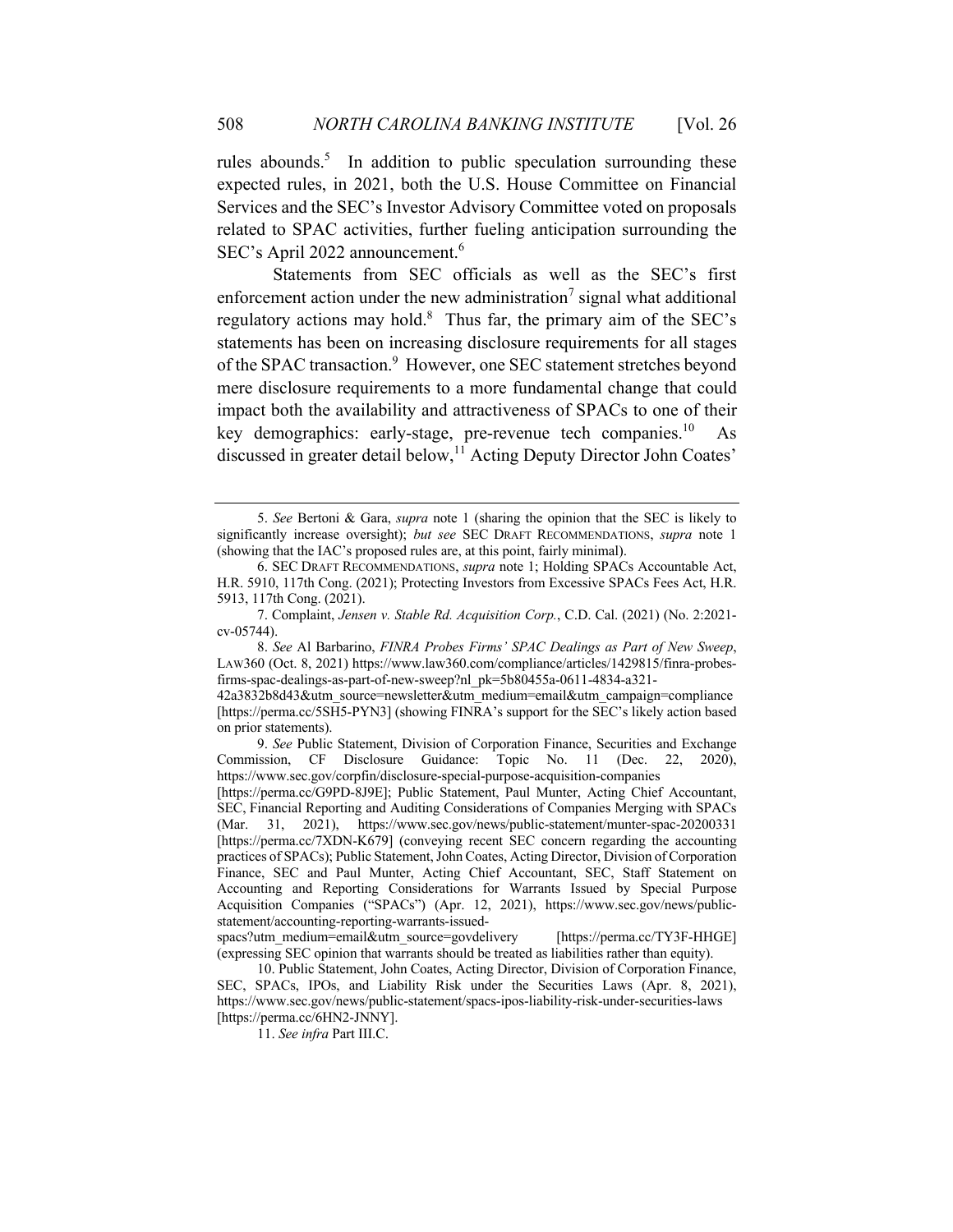rules abounds.[5] In addition to public speculation surrounding these expected rules, in 2021, both the U.S. House Committee on Financial Services and the SEC's Investor Advisory Committee voted on proposals related to SPAC activities, further fueling anticipation surrounding the SEC's April 2022 announcement.[6]

Statements from SEC officials as well as the SEC's first enforcement action under the new administration[7] signal what additional regulatory actions may hold.[8] Thus far, the primary aim of the SEC's statements has been on increasing disclosure requirements for all stages of the SPAC transaction.[9] However, one SEC statement stretches beyond mere disclosure requirements to a more fundamental change that could impact both the availability and attractiveness of SPACs to one of their key demographics: early-stage, pre-revenue tech companies.[10] As discussed in greater detail below,[11] Acting Deputy Director John Coates'

---

5. *See* Bertoni & Gara, *supra* note 1 (sharing the opinion that the SEC is likely to significantly increase oversight); *but see* SEC DRAFT RECOMMENDATIONS, *supra* note 1 (showing that the IAC's proposed rules are, at this point, fairly minimal).

6. SEC DRAFT RECOMMENDATIONS, *supra* note 1; Holding SPACs Accountable Act, H.R. 5910, 117th Cong. (2021); Protecting Investors from Excessive SPACs Fees Act, H.R. 5913, 117th Cong. (2021).

7. Complaint, *Jensen v. Stable Rd. Acquisition Corp.*, C.D. Cal. (2021) (No. 2:2021-cv-05744).

8. *See* Al Barbarino, *FINRA Probes Firms' SPAC Dealings as Part of New Sweep*, LAW360 (Oct. 8, 2021) https://www.law360.com/compliance/articles/1429815/finra-probes-firms-spac-dealings-as-part-of-new-sweep?nl_pk=5b80455a-0611-4834-a321-42a3832b8d43&utm_source=newsletter&utm_medium=email&utm_campaign=compliance [https://perma.cc/5SH5-PYN3] (showing FINRA's support for the SEC's likely action based on prior statements).

9. *See* Public Statement, Division of Corporation Finance, Securities and Exchange Commission, CF Disclosure Guidance: Topic No. 11 (Dec. 22, 2020), https://www.sec.gov/corpfin/disclosure-special-purpose-acquisition-companies [https://perma.cc/G9PD-8J9E]; Public Statement, Paul Munter, Acting Chief Accountant, SEC, Financial Reporting and Auditing Considerations of Companies Merging with SPACs (Mar. 31, 2021), https://www.sec.gov/news/public-statement/munter-spac-20200331 [https://perma.cc/7XDN-K679] (conveying recent SEC concern regarding the accounting practices of SPACs); Public Statement, John Coates, Acting Director, Division of Corporation Finance, SEC and Paul Munter, Acting Chief Accountant, SEC, Staff Statement on Accounting and Reporting Considerations for Warrants Issued by Special Purpose Acquisition Companies ("SPACs") (Apr. 12, 2021), https://www.sec.gov/news/public-statement/accounting-reporting-warrants-issued-spacs?utm_medium=email&utm_source=govdelivery [https://perma.cc/TY3F-HHGE] (expressing SEC opinion that warrants should be treated as liabilities rather than equity).

10. Public Statement, John Coates, Acting Director, Division of Corporation Finance, SEC, SPACs, IPOs, and Liability Risk under the Securities Laws (Apr. 8, 2021), https://www.sec.gov/news/public-statement/spacs-ipos-liability-risk-under-securities-laws [https://perma.cc/6HN2-JNNY].

11. *See infra* Part III.C.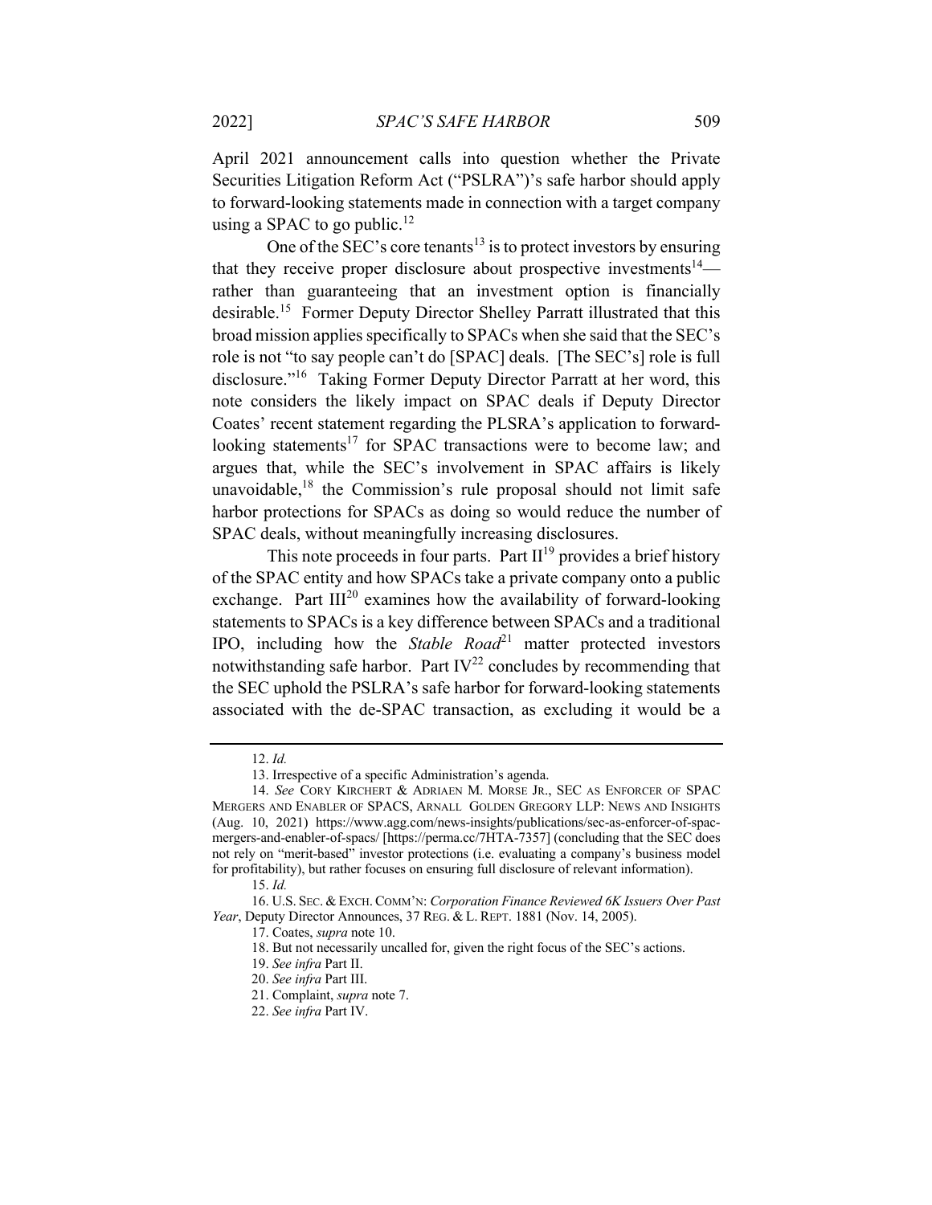April 2021 announcement calls into question whether the Private Securities Litigation Reform Act ("PSLRA")'s safe harbor should apply to forward-looking statements made in connection with a target company using a SPAC to go public.[12]

One of the SEC's core tenants[13] is to protect investors by ensuring that they receive proper disclosure about prospective investments[14]—rather than guaranteeing that an investment option is financially desirable.[15] Former Deputy Director Shelley Parratt illustrated that this broad mission applies specifically to SPACs when she said that the SEC's role is not "to say people can't do [SPAC] deals. [The SEC's] role is full disclosure."[16] Taking Former Deputy Director Parratt at her word, this note considers the likely impact on SPAC deals if Deputy Director Coates' recent statement regarding the PLSRA's application to forward-looking statements[17] for SPAC transactions were to become law; and argues that, while the SEC's involvement in SPAC affairs is likely unavoidable,[18] the Commission's rule proposal should not limit safe harbor protections for SPACs as doing so would reduce the number of SPAC deals, without meaningfully increasing disclosures.

This note proceeds in four parts. Part II[19] provides a brief history of the SPAC entity and how SPACs take a private company onto a public exchange. Part III[20] examines how the availability of forward-looking statements to SPACs is a key difference between SPACs and a traditional IPO, including how the *Stable Road*[21] matter protected investors notwithstanding safe harbor. Part IV[22] concludes by recommending that the SEC uphold the PSLRA's safe harbor for forward-looking statements associated with the de-SPAC transaction, as excluding it would be a

---

12. *Id.*

13. Irrespective of a specific Administration's agenda.

14. *See* CORY KIRCHERT & ADRIAEN M. MORSE JR., SEC AS ENFORCER OF SPAC MERGERS AND ENABLER OF SPACS, ARNALL GOLDEN GREGORY LLP: NEWS AND INSIGHTS (Aug. 10, 2021) https://www.agg.com/news-insights/publications/sec-as-enforcer-of-spac-mergers-and-enabler-of-spacs/ [https://perma.cc/7HTA-7357] (concluding that the SEC does not rely on "merit-based" investor protections (i.e. evaluating a company's business model for profitability), but rather focuses on ensuring full disclosure of relevant information).

15. *Id.*

16. U.S. SEC. & EXCH. COMM'N: *Corporation Finance Reviewed 6K Issuers Over Past Year*, Deputy Director Announces, 37 REG. & L. REPT. 1881 (Nov. 14, 2005).

17. Coates, *supra* note 10.

18. But not necessarily uncalled for, given the right focus of the SEC's actions.

19. *See infra* Part II.

20. *See infra* Part III.

21. Complaint, *supra* note 7.

22. *See infra* Part IV.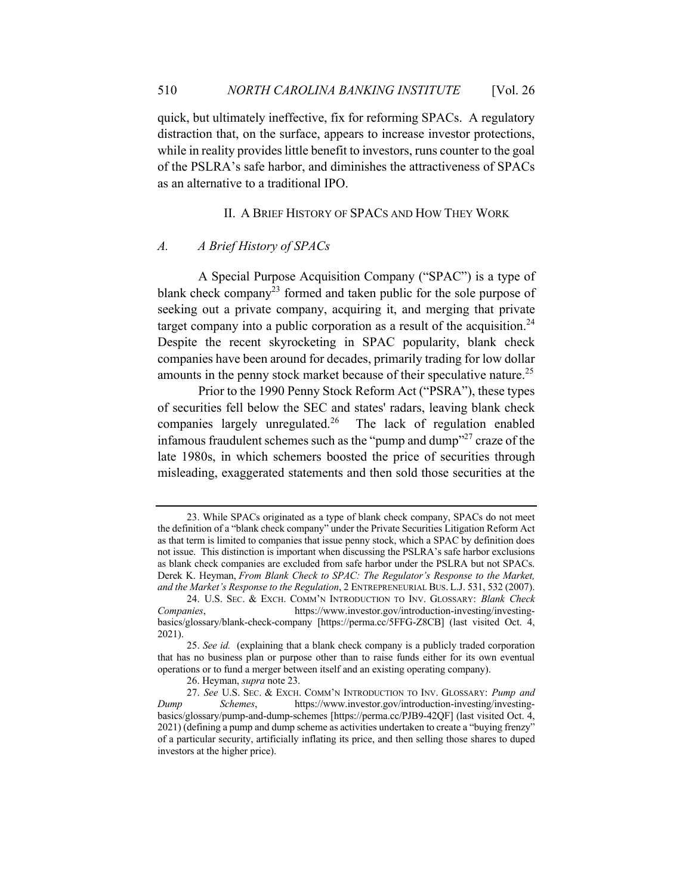quick, but ultimately ineffective, fix for reforming SPACs. A regulatory distraction that, on the surface, appears to increase investor protections, while in reality provides little benefit to investors, runs counter to the goal of the PSLRA's safe harbor, and diminishes the attractiveness of SPACs as an alternative to a traditional IPO.

## II. A BRIEF HISTORY OF SPACS AND HOW THEY WORK

### *A. A Brief History of SPACs*

A Special Purpose Acquisition Company ("SPAC") is a type of blank check company[23] formed and taken public for the sole purpose of seeking out a private company, acquiring it, and merging that private target company into a public corporation as a result of the acquisition.[24] Despite the recent skyrocketing in SPAC popularity, blank check companies have been around for decades, primarily trading for low dollar amounts in the penny stock market because of their speculative nature.[25]

Prior to the 1990 Penny Stock Reform Act ("PSRA"), these types of securities fell below the SEC and states' radars, leaving blank check companies largely unregulated.[26] The lack of regulation enabled infamous fraudulent schemes such as the "pump and dump"[27] craze of the late 1980s, in which schemers boosted the price of securities through misleading, exaggerated statements and then sold those securities at the

---

23. While SPACs originated as a type of blank check company, SPACs do not meet the definition of a "blank check company" under the Private Securities Litigation Reform Act as that term is limited to companies that issue penny stock, which a SPAC by definition does not issue. This distinction is important when discussing the PSLRA's safe harbor exclusions as blank check companies are excluded from safe harbor under the PSLRA but not SPACs. Derek K. Heyman, *From Blank Check to SPAC: The Regulator's Response to the Market, and the Market's Response to the Regulation*, 2 ENTREPRENEURIAL BUS. L.J. 531, 532 (2007).

24. U.S. SEC. & EXCH. COMM'N INTRODUCTION TO INV. GLOSSARY: *Blank Check Companies*, https://www.investor.gov/introduction-investing/investing-basics/glossary/blank-check-company [https://perma.cc/5FFG-Z8CB] (last visited Oct. 4, 2021).

25. *See id.* (explaining that a blank check company is a publicly traded corporation that has no business plan or purpose other than to raise funds either for its own eventual operations or to fund a merger between itself and an existing operating company).

26. Heyman, *supra* note 23.

27. *See* U.S. SEC. & EXCH. COMM'N INTRODUCTION TO INV. GLOSSARY: *Pump and Dump Schemes*, https://www.investor.gov/introduction-investing/investing-basics/glossary/pump-and-dump-schemes [https://perma.cc/PJB9-42QF] (last visited Oct. 4, 2021) (defining a pump and dump scheme as activities undertaken to create a "buying frenzy" of a particular security, artificially inflating its price, and then selling those shares to duped investors at the higher price).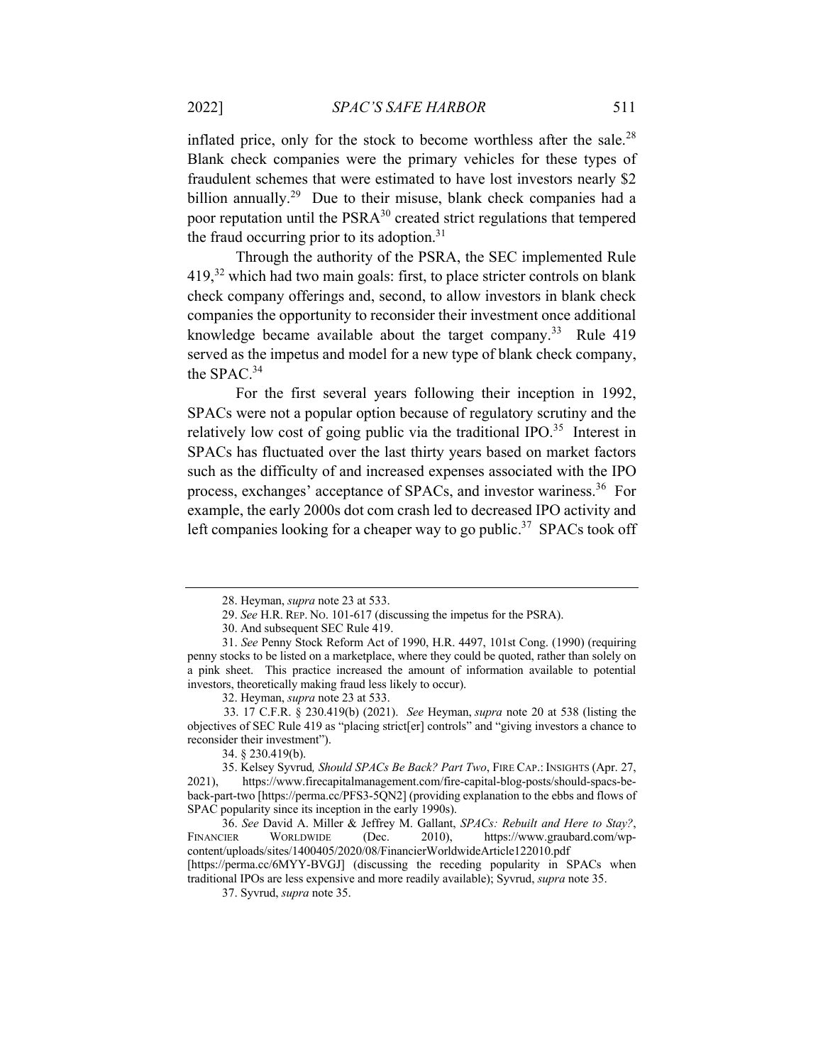inflated price, only for the stock to become worthless after the sale.[28] Blank check companies were the primary vehicles for these types of fraudulent schemes that were estimated to have lost investors nearly $2 billion annually.[29] Due to their misuse, blank check companies had a poor reputation until the PSRA[30] created strict regulations that tempered the fraud occurring prior to its adoption.[31]

Through the authority of the PSRA, the SEC implemented Rule 419,[32] which had two main goals: first, to place stricter controls on blank check company offerings and, second, to allow investors in blank check companies the opportunity to reconsider their investment once additional knowledge became available about the target company.[33] Rule 419 served as the impetus and model for a new type of blank check company, the SPAC.[34]

For the first several years following their inception in 1992, SPACs were not a popular option because of regulatory scrutiny and the relatively low cost of going public via the traditional IPO.[35] Interest in SPACs has fluctuated over the last thirty years based on market factors such as the difficulty of and increased expenses associated with the IPO process, exchanges' acceptance of SPACs, and investor wariness.[36] For example, the early 2000s dot com crash led to decreased IPO activity and left companies looking for a cheaper way to go public.[37] SPACs took off

---

28. Heyman, *supra* note 23 at 533.

29. *See* H.R. REP. NO. 101-617 (discussing the impetus for the PSRA).

30. And subsequent SEC Rule 419.

31. *See* Penny Stock Reform Act of 1990, H.R. 4497, 101st Cong. (1990) (requiring penny stocks to be listed on a marketplace, where they could be quoted, rather than solely on a pink sheet. This practice increased the amount of information available to potential investors, theoretically making fraud less likely to occur).

32. Heyman, *supra* note 23 at 533.

33. 17 C.F.R. § 230.419(b) (2021). *See* Heyman, *supra* note 20 at 538 (listing the objectives of SEC Rule 419 as "placing strict[er] controls" and "giving investors a chance to reconsider their investment").

34. § 230.419(b).

35. Kelsey Syvrud*, Should SPACs Be Back? Part Two*, FIRE CAP.: INSIGHTS (Apr. 27, 2021), https://www.firecapitalmanagement.com/fire-capital-blog-posts/should-spacs-be-back-part-two [https://perma.cc/PFS3-5QN2] (providing explanation to the ebbs and flows of SPAC popularity since its inception in the early 1990s).

36. *See* David A. Miller & Jeffrey M. Gallant, *SPACs: Rebuilt and Here to Stay?*, FINANCIER WORLDWIDE (Dec. 2010), https://www.graubard.com/wp-content/uploads/sites/1400405/2020/08/FinancierWorldwideArticle122010.pdf [https://perma.cc/6MYY-BVGJ] (discussing the receding popularity in SPACs when traditional IPOs are less expensive and more readily available); Syvrud, *supra* note 35.

37. Syvrud, *supra* note 35.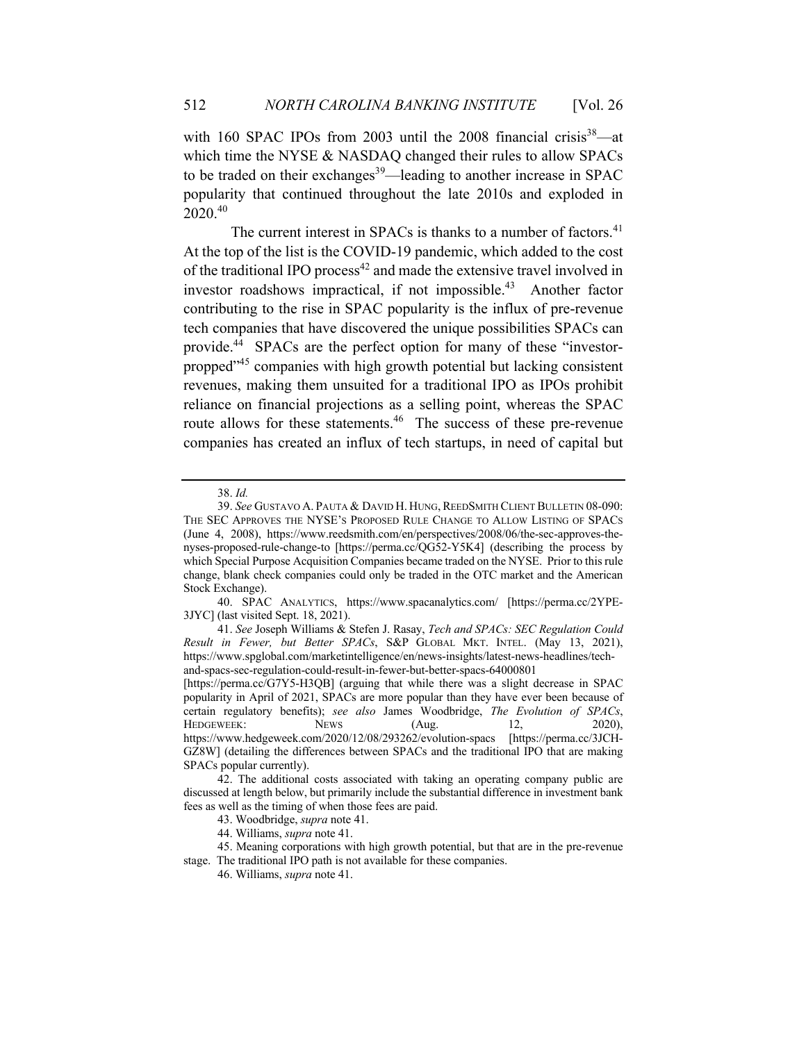with 160 SPAC IPOs from 2003 until the 2008 financial crisis[38]—at which time the NYSE & NASDAQ changed their rules to allow SPACs to be traded on their exchanges[39]—leading to another increase in SPAC popularity that continued throughout the late 2010s and exploded in 2020.[40]

The current interest in SPACs is thanks to a number of factors.[41] At the top of the list is the COVID-19 pandemic, which added to the cost of the traditional IPO process[42] and made the extensive travel involved in investor roadshows impractical, if not impossible.[43] Another factor contributing to the rise in SPAC popularity is the influx of pre-revenue tech companies that have discovered the unique possibilities SPACs can provide.[44] SPACs are the perfect option for many of these "investor-propped"[45] companies with high growth potential but lacking consistent revenues, making them unsuited for a traditional IPO as IPOs prohibit reliance on financial projections as a selling point, whereas the SPAC route allows for these statements.[46] The success of these pre-revenue companies has created an influx of tech startups, in need of capital but

---

38. *Id.*

39. *See* GUSTAVO A. PAUTA & DAVID H. HUNG, REEDSMITH CLIENT BULLETIN 08-090: THE SEC APPROVES THE NYSE'S PROPOSED RULE CHANGE TO ALLOW LISTING OF SPACS (June 4, 2008), https://www.reedsmith.com/en/perspectives/2008/06/the-sec-approves-the-nyses-proposed-rule-change-to [https://perma.cc/QG52-Y5K4] (describing the process by which Special Purpose Acquisition Companies became traded on the NYSE. Prior to this rule change, blank check companies could only be traded in the OTC market and the American Stock Exchange).

40. SPAC ANALYTICS, https://www.spacanalytics.com/ [https://perma.cc/2YPE-3JYC] (last visited Sept. 18, 2021).

41. *See* Joseph Williams & Stefen J. Rasay, *Tech and SPACs: SEC Regulation Could Result in Fewer, but Better SPACs*, S&P GLOBAL MKT. INTEL. (May 13, 2021), https://www.spglobal.com/marketintelligence/en/news-insights/latest-news-headlines/tech-and-spacs-sec-regulation-could-result-in-fewer-but-better-spacs-64000801 [https://perma.cc/G7Y5-H3QB] (arguing that while there was a slight decrease in SPAC popularity in April of 2021, SPACs are more popular than they have ever been because of certain regulatory benefits); *see also* James Woodbridge, *The Evolution of SPACs*, HEDGEWEEK: NEWS (Aug. 12, 2020), https://www.hedgeweek.com/2020/12/08/293262/evolution-spacs [https://perma.cc/3JCH-GZ8W] (detailing the differences between SPACs and the traditional IPO that are making SPACs popular currently).

42. The additional costs associated with taking an operating company public are discussed at length below, but primarily include the substantial difference in investment bank fees as well as the timing of when those fees are paid.

43. Woodbridge, *supra* note 41.

44. Williams, *supra* note 41.

45. Meaning corporations with high growth potential, but that are in the pre-revenue stage. The traditional IPO path is not available for these companies.

46. Williams, *supra* note 41.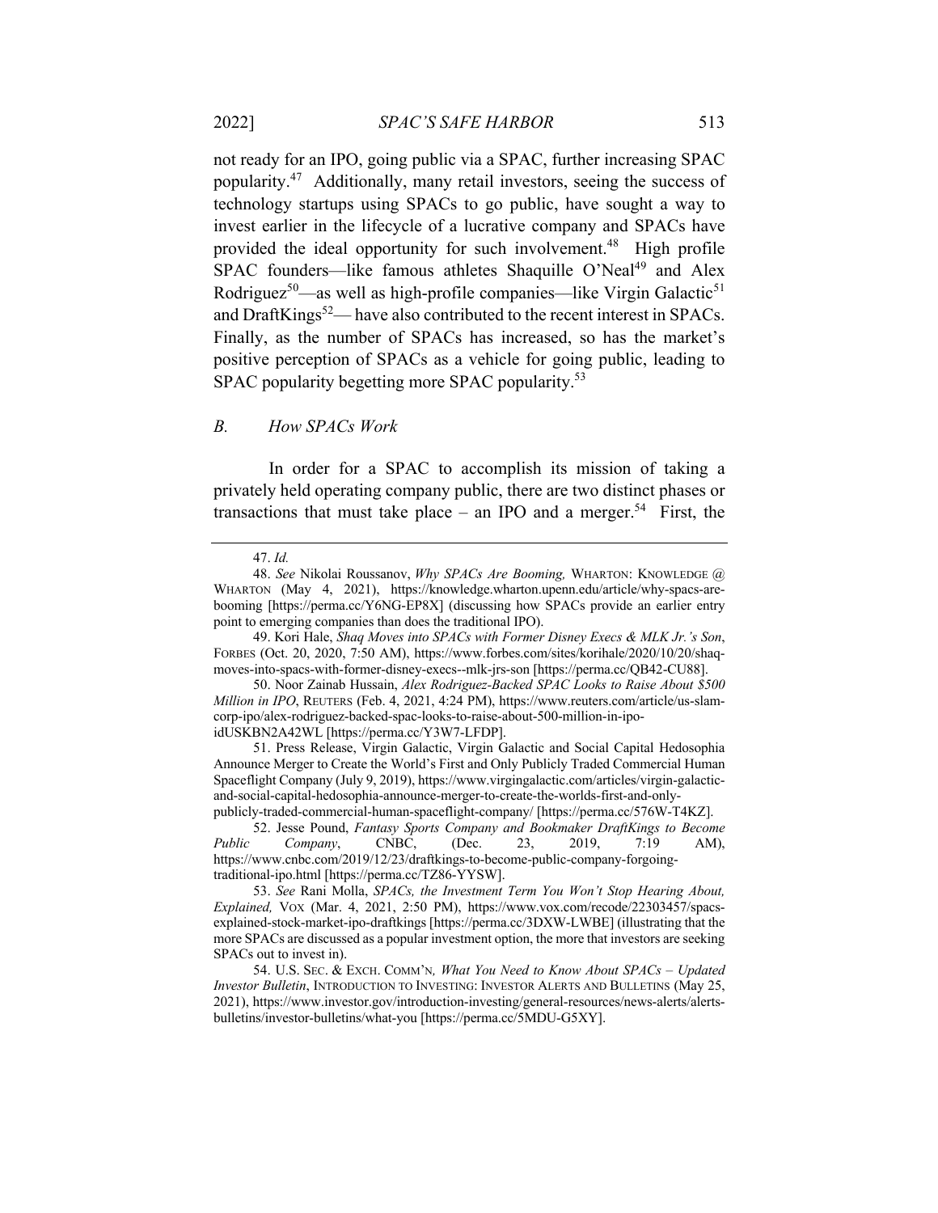not ready for an IPO, going public via a SPAC, further increasing SPAC popularity.[47] Additionally, many retail investors, seeing the success of technology startups using SPACs to go public, have sought a way to invest earlier in the lifecycle of a lucrative company and SPACs have provided the ideal opportunity for such involvement.[48] High profile SPAC founders—like famous athletes Shaquille O'Neal[49] and Alex Rodriguez[50]—as well as high-profile companies—like Virgin Galactic[51] and DraftKings[52]— have also contributed to the recent interest in SPACs. Finally, as the number of SPACs has increased, so has the market's positive perception of SPACs as a vehicle for going public, leading to SPAC popularity begetting more SPAC popularity.[53]

### *B. How SPACs Work*

In order for a SPAC to accomplish its mission of taking a privately held operating company public, there are two distinct phases or transactions that must take place – an IPO and a merger.[54] First, the

---

47. *Id.*

48. *See* Nikolai Roussanov, *Why SPACs Are Booming,* WHARTON: KNOWLEDGE @ WHARTON (May 4, 2021), https://knowledge.wharton.upenn.edu/article/why-spacs-are-booming [https://perma.cc/Y6NG-EP8X] (discussing how SPACs provide an earlier entry point to emerging companies than does the traditional IPO).

49. Kori Hale, *Shaq Moves into SPACs with Former Disney Execs & MLK Jr.'s Son*, FORBES (Oct. 20, 2020, 7:50 AM), https://www.forbes.com/sites/korihale/2020/10/20/shaq-moves-into-spacs-with-former-disney-execs--mlk-jrs-son [https://perma.cc/QB42-CU88].

50. Noor Zainab Hussain, *Alex Rodriguez-Backed SPAC Looks to Raise About $500 Million in IPO*, REUTERS (Feb. 4, 2021, 4:24 PM), https://www.reuters.com/article/us-slam-corp-ipo/alex-rodriguez-backed-spac-looks-to-raise-about-500-million-in-ipo-idUSKBN2A42WL [https://perma.cc/Y3W7-LFDP].

51. Press Release, Virgin Galactic, Virgin Galactic and Social Capital Hedosophia Announce Merger to Create the World's First and Only Publicly Traded Commercial Human Spaceflight Company (July 9, 2019), https://www.virgingalactic.com/articles/virgin-galactic-and-social-capital-hedosophia-announce-merger-to-create-the-worlds-first-and-only-publicly-traded-commercial-human-spaceflight-company/ [https://perma.cc/576W-T4KZ].

52. Jesse Pound, *Fantasy Sports Company and Bookmaker DraftKings to Become Public Company*, CNBC, (Dec. 23, 2019, 7:19 AM), https://www.cnbc.com/2019/12/23/draftkings-to-become-public-company-forgoing-traditional-ipo.html [https://perma.cc/TZ86-YYSW].

53. *See* Rani Molla, *SPACs, the Investment Term You Won't Stop Hearing About, Explained,* VOX (Mar. 4, 2021, 2:50 PM), https://www.vox.com/recode/22303457/spacs-explained-stock-market-ipo-draftkings [https://perma.cc/3DXW-LWBE] (illustrating that the more SPACs are discussed as a popular investment option, the more that investors are seeking SPACs out to invest in).

54. U.S. SEC. & EXCH. COMM'N*, What You Need to Know About SPACs – Updated Investor Bulletin*, INTRODUCTION TO INVESTING: INVESTOR ALERTS AND BULLETINS (May 25, 2021), https://www.investor.gov/introduction-investing/general-resources/news-alerts/alerts-bulletins/investor-bulletins/what-you [https://perma.cc/5MDU-G5XY].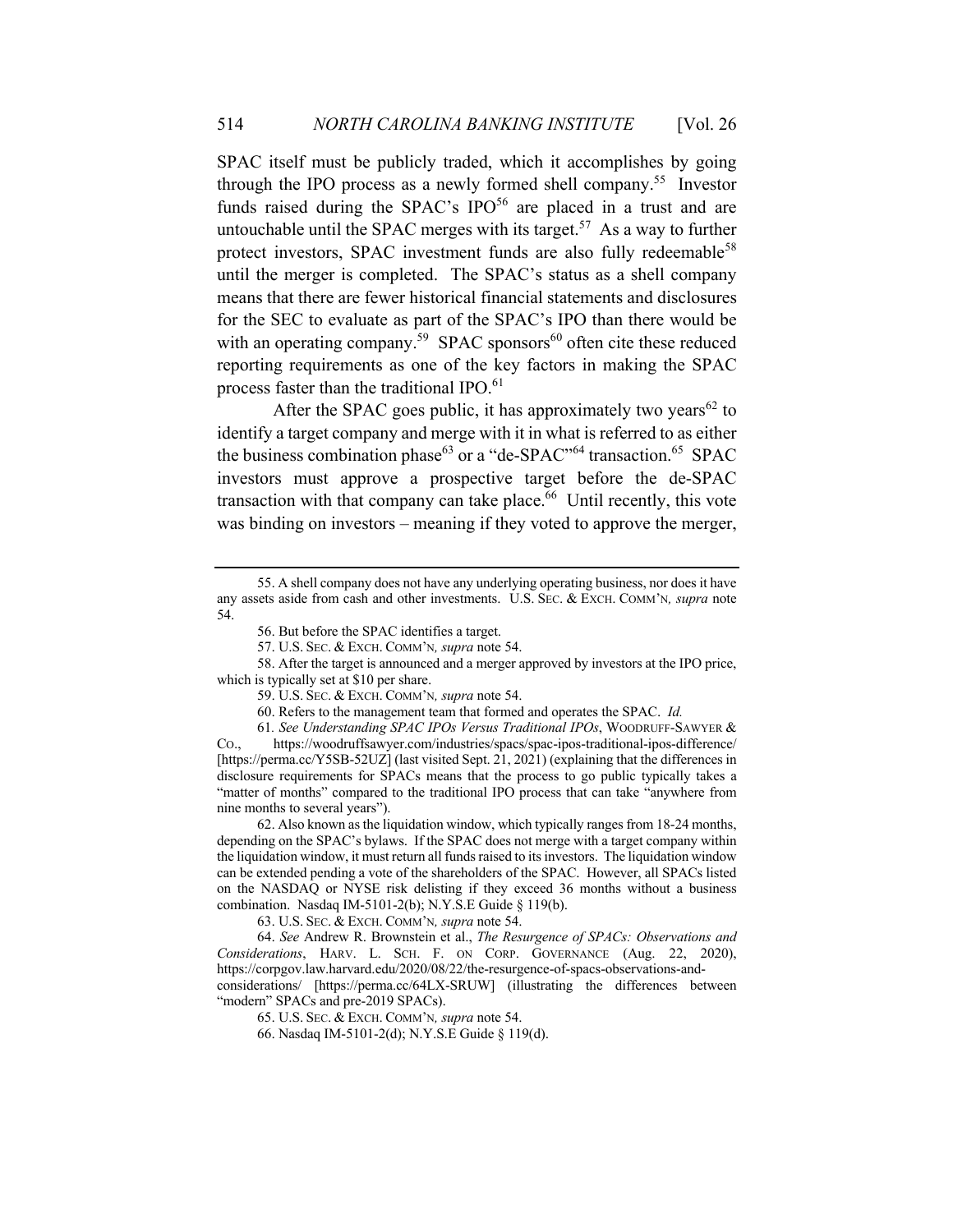SPAC itself must be publicly traded, which it accomplishes by going through the IPO process as a newly formed shell company.[55] Investor funds raised during the SPAC's IPO[56] are placed in a trust and are untouchable until the SPAC merges with its target.[57] As a way to further protect investors, SPAC investment funds are also fully redeemable[58] until the merger is completed. The SPAC's status as a shell company means that there are fewer historical financial statements and disclosures for the SEC to evaluate as part of the SPAC's IPO than there would be with an operating company.[59] SPAC sponsors[60] often cite these reduced reporting requirements as one of the key factors in making the SPAC process faster than the traditional IPO.[61]

After the SPAC goes public, it has approximately two years[62] to identify a target company and merge with it in what is referred to as either the business combination phase[63] or a "de-SPAC"[64] transaction.[65] SPAC investors must approve a prospective target before the de-SPAC transaction with that company can take place.[66] Until recently, this vote was binding on investors – meaning if they voted to approve the merger,

---

55. A shell company does not have any underlying operating business, nor does it have any assets aside from cash and other investments. U.S. SEC. & EXCH. COMM'N, *supra* note 54.

56. But before the SPAC identifies a target.

57. U.S. SEC. & EXCH. COMM'N, *supra* note 54.

58. After the target is announced and a merger approved by investors at the IPO price, which is typically set at $10 per share.

59. U.S. SEC. & EXCH. COMM'N, *supra* note 54.

60. Refers to the management team that formed and operates the SPAC. *Id.*

61. *See Understanding SPAC IPOs Versus Traditional IPOs*, WOODRUFF-SAWYER & CO., https://woodruffsawyer.com/industries/spacs/spac-ipos-traditional-ipos-difference/ [https://perma.cc/Y5SB-52UZ] (last visited Sept. 21, 2021) (explaining that the differences in disclosure requirements for SPACs means that the process to go public typically takes a "matter of months" compared to the traditional IPO process that can take "anywhere from nine months to several years").

62. Also known as the liquidation window, which typically ranges from 18-24 months, depending on the SPAC's bylaws. If the SPAC does not merge with a target company within the liquidation window, it must return all funds raised to its investors. The liquidation window can be extended pending a vote of the shareholders of the SPAC. However, all SPACs listed on the NASDAQ or NYSE risk delisting if they exceed 36 months without a business combination. Nasdaq IM-5101-2(b); N.Y.S.E Guide § 119(b).

63. U.S. SEC. & EXCH. COMM'N, *supra* note 54.

64. *See* Andrew R. Brownstein et al., *The Resurgence of SPACs: Observations and Considerations*, HARV. L. SCH. F. ON CORP. GOVERNANCE (Aug. 22, 2020), https://corpgov.law.harvard.edu/2020/08/22/the-resurgence-of-spacs-observations-and-considerations/ [https://perma.cc/64LX-SRUW] (illustrating the differences between "modern" SPACs and pre-2019 SPACs).

65. U.S. SEC. & EXCH. COMM'N, *supra* note 54.

66. Nasdaq IM-5101-2(d); N.Y.S.E Guide § 119(d).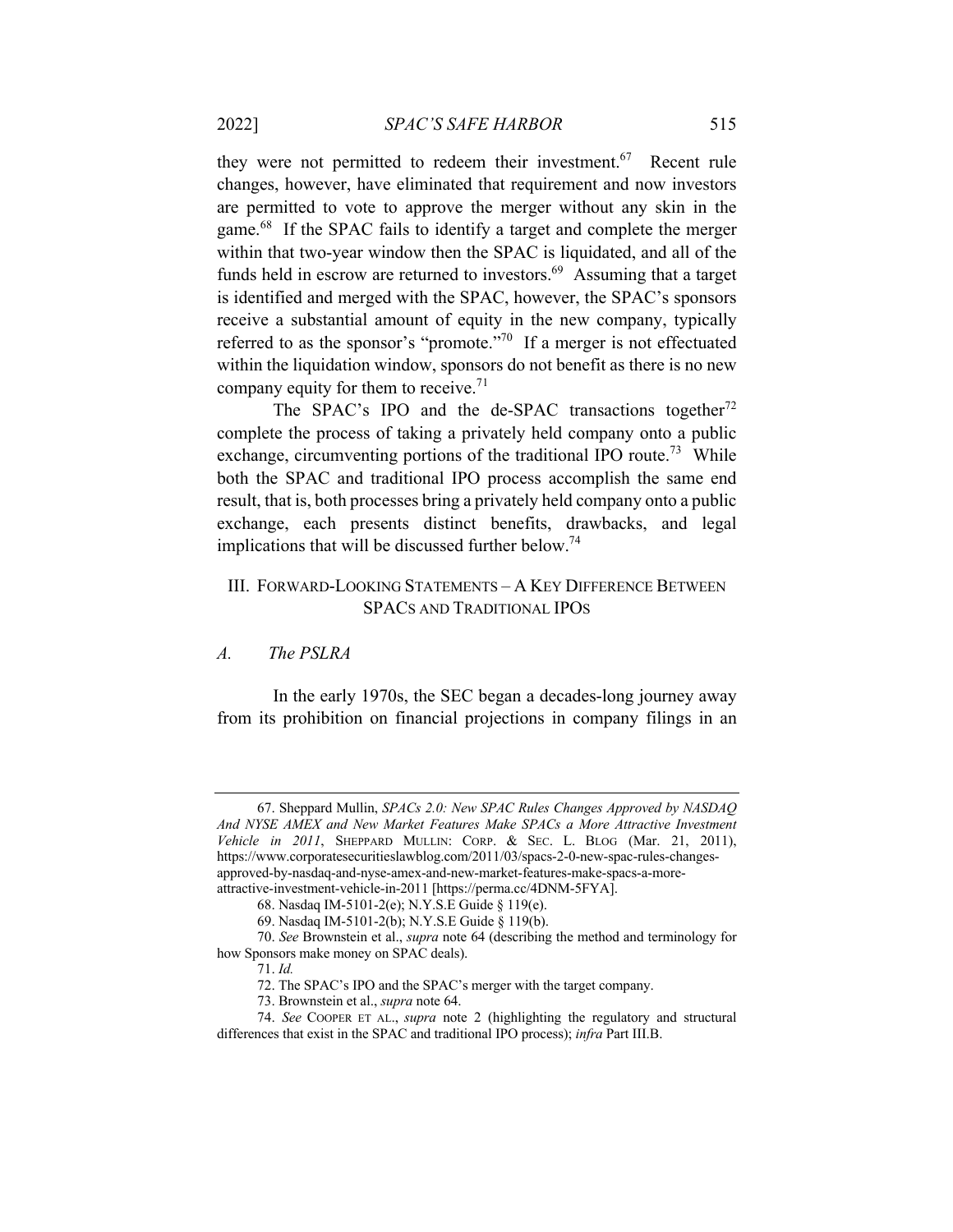they were not permitted to redeem their investment.[67] Recent rule changes, however, have eliminated that requirement and now investors are permitted to vote to approve the merger without any skin in the game.[68] If the SPAC fails to identify a target and complete the merger within that two-year window then the SPAC is liquidated, and all of the funds held in escrow are returned to investors.[69] Assuming that a target is identified and merged with the SPAC, however, the SPAC's sponsors receive a substantial amount of equity in the new company, typically referred to as the sponsor's "promote."[70] If a merger is not effectuated within the liquidation window, sponsors do not benefit as there is no new company equity for them to receive.[71]

The SPAC's IPO and the de-SPAC transactions together[72] complete the process of taking a privately held company onto a public exchange, circumventing portions of the traditional IPO route.[73] While both the SPAC and traditional IPO process accomplish the same end result, that is, both processes bring a privately held company onto a public exchange, each presents distinct benefits, drawbacks, and legal implications that will be discussed further below.[74]

## III. Forward-Looking Statements – A Key Difference Between SPACs and Traditional IPOs

### *A. The PSLRA*

In the early 1970s, the SEC began a decades-long journey away from its prohibition on financial projections in company filings in an

---

67. Sheppard Mullin, *SPACs 2.0: New SPAC Rules Changes Approved by NASDAQ And NYSE AMEX and New Market Features Make SPACs a More Attractive Investment Vehicle in 2011*, SHEPPARD MULLIN: CORP. & SEC. L. BLOG (Mar. 21, 2011), https://www.corporatesecuritieslawblog.com/2011/03/spacs-2-0-new-spac-rules-changes-approved-by-nasdaq-and-nyse-amex-and-new-market-features-make-spacs-a-more-attractive-investment-vehicle-in-2011 [https://perma.cc/4DNM-5FYA].

68. Nasdaq IM-5101-2(e); N.Y.S.E Guide § 119(e).

69. Nasdaq IM-5101-2(b); N.Y.S.E Guide § 119(b).

70. *See* Brownstein et al., *supra* note 64 (describing the method and terminology for how Sponsors make money on SPAC deals).

71. *Id.*

72. The SPAC's IPO and the SPAC's merger with the target company.

73. Brownstein et al., *supra* note 64.

74. *See* COOPER ET AL., *supra* note 2 (highlighting the regulatory and structural differences that exist in the SPAC and traditional IPO process); *infra* Part III.B.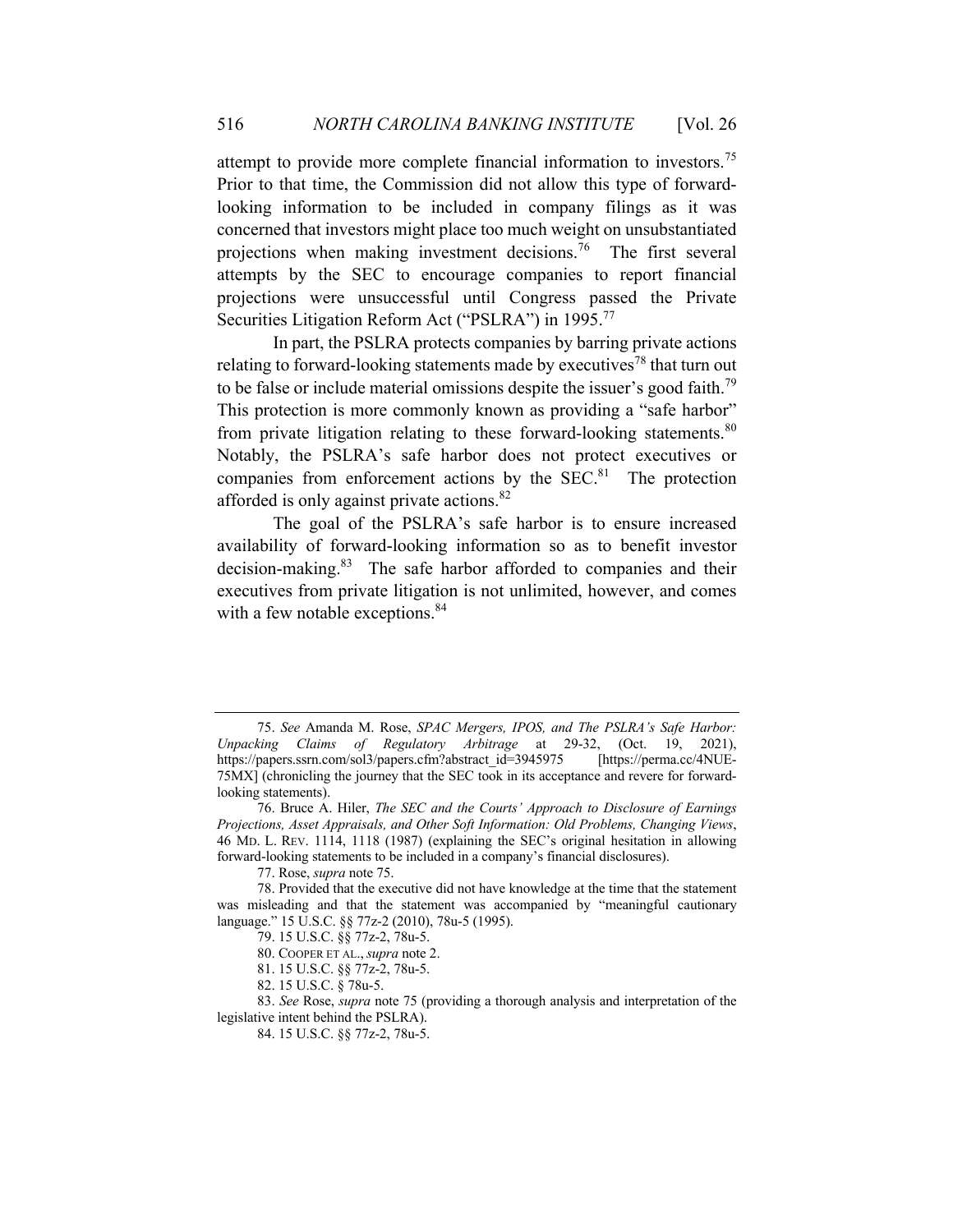attempt to provide more complete financial information to investors.[75] Prior to that time, the Commission did not allow this type of forward-looking information to be included in company filings as it was concerned that investors might place too much weight on unsubstantiated projections when making investment decisions.[76] The first several attempts by the SEC to encourage companies to report financial projections were unsuccessful until Congress passed the Private Securities Litigation Reform Act ("PSLRA") in 1995.[77]

In part, the PSLRA protects companies by barring private actions relating to forward-looking statements made by executives[78] that turn out to be false or include material omissions despite the issuer's good faith.[79] This protection is more commonly known as providing a "safe harbor" from private litigation relating to these forward-looking statements.[80] Notably, the PSLRA's safe harbor does not protect executives or companies from enforcement actions by the SEC.[81] The protection afforded is only against private actions.[82]

The goal of the PSLRA's safe harbor is to ensure increased availability of forward-looking information so as to benefit investor decision-making.[83] The safe harbor afforded to companies and their executives from private litigation is not unlimited, however, and comes with a few notable exceptions.[84]

---

75. *See* Amanda M. Rose, *SPAC Mergers, IPOS, and The PSLRA's Safe Harbor: Unpacking Claims of Regulatory Arbitrage* at 29-32, (Oct. 19, 2021), https://papers.ssrn.com/sol3/papers.cfm?abstract_id=3945975 [https://perma.cc/4NUE-75MX] (chronicling the journey that the SEC took in its acceptance and revere for forward-looking statements).

76. Bruce A. Hiler, *The SEC and the Courts' Approach to Disclosure of Earnings Projections, Asset Appraisals, and Other Soft Information: Old Problems, Changing Views*, 46 MD. L. REV. 1114, 1118 (1987) (explaining the SEC's original hesitation in allowing forward-looking statements to be included in a company's financial disclosures).

77. Rose, *supra* note 75.

78. Provided that the executive did not have knowledge at the time that the statement was misleading and that the statement was accompanied by "meaningful cautionary language." 15 U.S.C. §§ 77z-2 (2010), 78u-5 (1995).

79. 15 U.S.C. §§ 77z-2, 78u-5.

80. COOPER ET AL., *supra* note 2.

81. 15 U.S.C. §§ 77z-2, 78u-5.

82. 15 U.S.C. § 78u-5.

83. *See* Rose, *supra* note 75 (providing a thorough analysis and interpretation of the legislative intent behind the PSLRA).

84. 15 U.S.C. §§ 77z-2, 78u-5.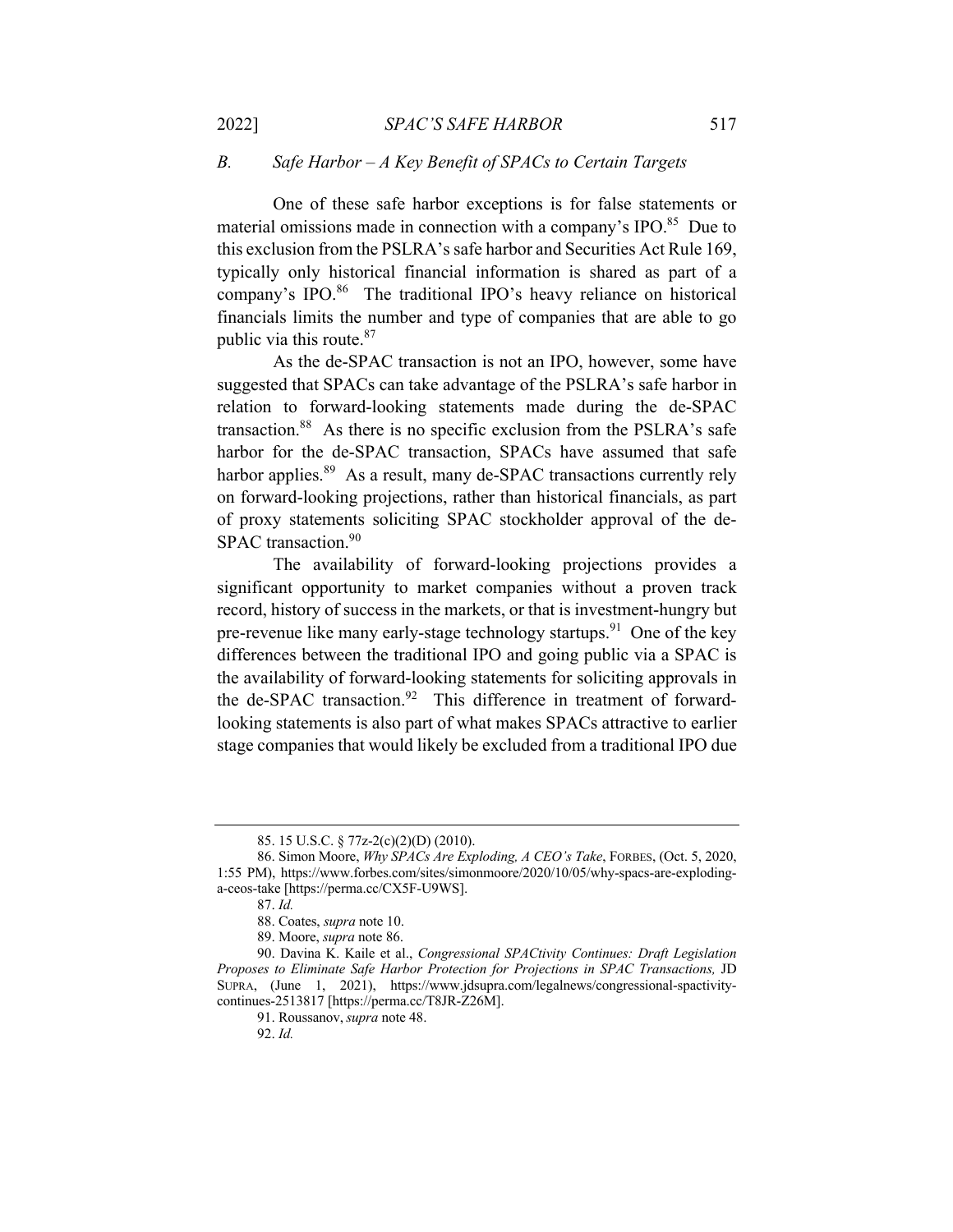### B. *Safe Harbor – A Key Benefit of SPACs to Certain Targets*

One of these safe harbor exceptions is for false statements or material omissions made in connection with a company's IPO.[85] Due to this exclusion from the PSLRA's safe harbor and Securities Act Rule 169, typically only historical financial information is shared as part of a company's IPO.[86] The traditional IPO's heavy reliance on historical financials limits the number and type of companies that are able to go public via this route.[87]

As the de-SPAC transaction is not an IPO, however, some have suggested that SPACs can take advantage of the PSLRA's safe harbor in relation to forward-looking statements made during the de-SPAC transaction.[88] As there is no specific exclusion from the PSLRA's safe harbor for the de-SPAC transaction, SPACs have assumed that safe harbor applies.[89] As a result, many de-SPAC transactions currently rely on forward-looking projections, rather than historical financials, as part of proxy statements soliciting SPAC stockholder approval of the de-SPAC transaction.[90]

The availability of forward-looking projections provides a significant opportunity to market companies without a proven track record, history of success in the markets, or that is investment-hungry but pre-revenue like many early-stage technology startups.[91] One of the key differences between the traditional IPO and going public via a SPAC is the availability of forward-looking statements for soliciting approvals in the de-SPAC transaction.[92] This difference in treatment of forward-looking statements is also part of what makes SPACs attractive to earlier stage companies that would likely be excluded from a traditional IPO due

---

85. 15 U.S.C. § 77z-2(c)(2)(D) (2010).

86. Simon Moore, *Why SPACs Are Exploding, A CEO's Take*, FORBES, (Oct. 5, 2020, 1:55 PM), https://www.forbes.com/sites/simonmoore/2020/10/05/why-spacs-are-exploding-a-ceos-take [https://perma.cc/CX5F-U9WS].

87. *Id.*

88. Coates, *supra* note 10.

89. Moore, *supra* note 86.

90. Davina K. Kaile et al., *Congressional SPACtivity Continues: Draft Legislation Proposes to Eliminate Safe Harbor Protection for Projections in SPAC Transactions,* JD SUPRA, (June 1, 2021), https://www.jdsupra.com/legalnews/congressional-spactivity-continues-2513817 [https://perma.cc/T8JR-Z26M].

91. Roussanov, *supra* note 48.

92. *Id.*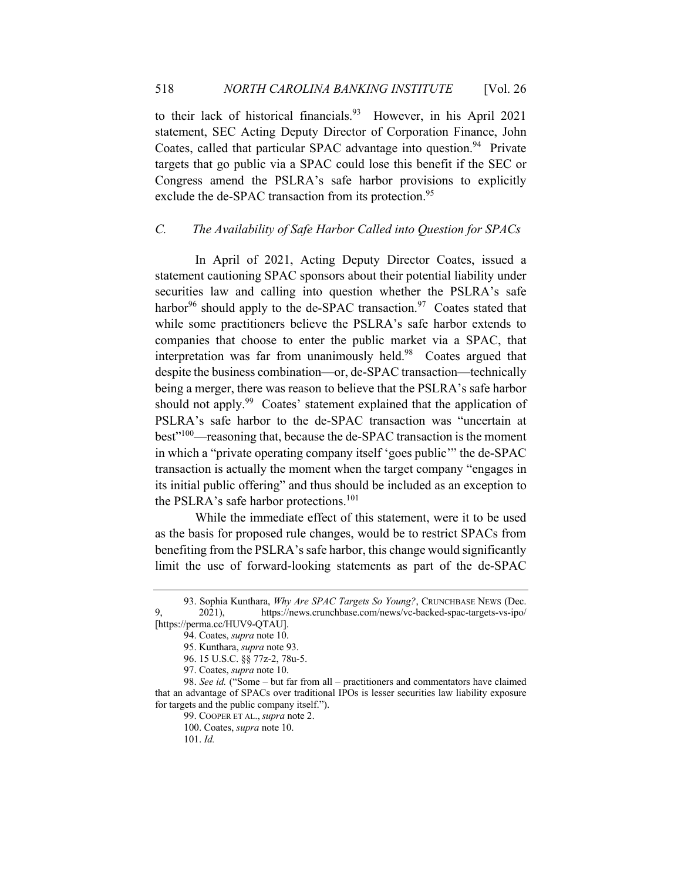to their lack of historical financials.[93] However, in his April 2021 statement, SEC Acting Deputy Director of Corporation Finance, John Coates, called that particular SPAC advantage into question.[94] Private targets that go public via a SPAC could lose this benefit if the SEC or Congress amend the PSLRA's safe harbor provisions to explicitly exclude the de-SPAC transaction from its protection.[95]

### C. *The Availability of Safe Harbor Called into Question for SPACs*

In April of 2021, Acting Deputy Director Coates, issued a statement cautioning SPAC sponsors about their potential liability under securities law and calling into question whether the PSLRA's safe harbor[96] should apply to the de-SPAC transaction.[97] Coates stated that while some practitioners believe the PSLRA's safe harbor extends to companies that choose to enter the public market via a SPAC, that interpretation was far from unanimously held.[98] Coates argued that despite the business combination—or, de-SPAC transaction—technically being a merger, there was reason to believe that the PSLRA's safe harbor should not apply.[99] Coates' statement explained that the application of PSLRA's safe harbor to the de-SPAC transaction was "uncertain at best"[100]—reasoning that, because the de-SPAC transaction is the moment in which a "private operating company itself 'goes public'" the de-SPAC transaction is actually the moment when the target company "engages in its initial public offering" and thus should be included as an exception to the PSLRA's safe harbor protections.[101]

While the immediate effect of this statement, were it to be used as the basis for proposed rule changes, would be to restrict SPACs from benefiting from the PSLRA's safe harbor, this change would significantly limit the use of forward-looking statements as part of the de-SPAC

93. Sophia Kunthara, *Why Are SPAC Targets So Young?*, CRUNCHBASE NEWS (Dec. 9, 2021), https://news.crunchbase.com/news/vc-backed-spac-targets-vs-ipo/ [https://perma.cc/HUV9-QTAU].

94. Coates, *supra* note 10.

95. Kunthara, *supra* note 93.

96. 15 U.S.C. §§ 77z-2, 78u-5.

97. Coates, *supra* note 10.

98. *See id.* ("Some – but far from all – practitioners and commentators have claimed that an advantage of SPACs over traditional IPOs is lesser securities law liability exposure for targets and the public company itself.").

99. COOPER ET AL., *supra* note 2.

100. Coates, *supra* note 10.

101. *Id.*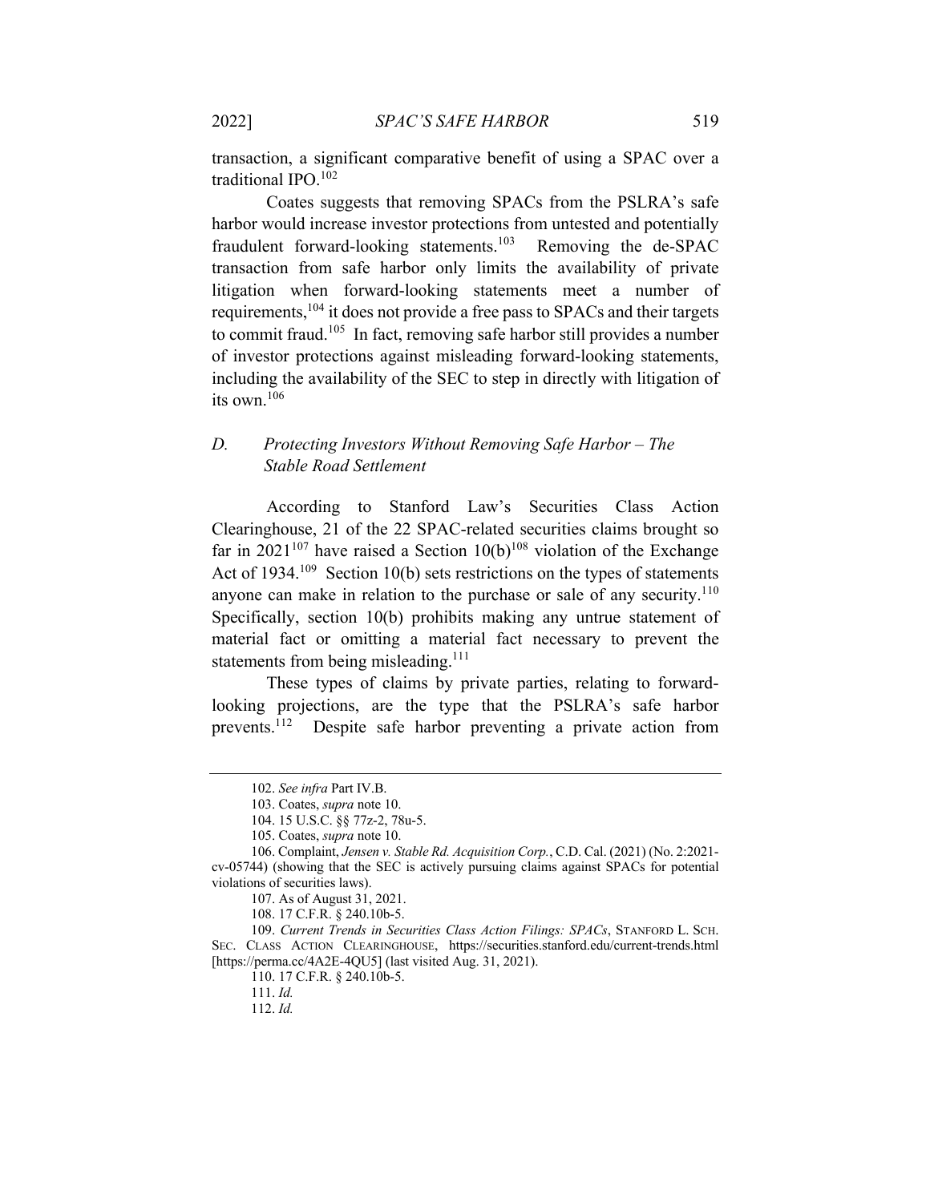transaction, a significant comparative benefit of using a SPAC over a traditional IPO.[102]

Coates suggests that removing SPACs from the PSLRA's safe harbor would increase investor protections from untested and potentially fraudulent forward-looking statements.[103] Removing the de-SPAC transaction from safe harbor only limits the availability of private litigation when forward-looking statements meet a number of requirements,[104] it does not provide a free pass to SPACs and their targets to commit fraud.[105] In fact, removing safe harbor still provides a number of investor protections against misleading forward-looking statements, including the availability of the SEC to step in directly with litigation of its own.[106]

### *D. Protecting Investors Without Removing Safe Harbor – The Stable Road Settlement*

According to Stanford Law's Securities Class Action Clearinghouse, 21 of the 22 SPAC-related securities claims brought so far in 2021[107] have raised a Section 10(b)[108] violation of the Exchange Act of 1934.[109] Section 10(b) sets restrictions on the types of statements anyone can make in relation to the purchase or sale of any security.[110] Specifically, section 10(b) prohibits making any untrue statement of material fact or omitting a material fact necessary to prevent the statements from being misleading.[111]

These types of claims by private parties, relating to forward-looking projections, are the type that the PSLRA's safe harbor prevents.[112] Despite safe harbor preventing a private action from

---

102. *See infra* Part IV.B.

103. Coates, *supra* note 10.

104. 15 U.S.C. §§ 77z-2, 78u-5.

105. Coates, *supra* note 10.

106. Complaint, *Jensen v. Stable Rd. Acquisition Corp.*, C.D. Cal. (2021) (No. 2:2021-cv-05744) (showing that the SEC is actively pursuing claims against SPACs for potential violations of securities laws).

107. As of August 31, 2021.

108. 17 C.F.R. § 240.10b-5.

109. *Current Trends in Securities Class Action Filings: SPACs*, STANFORD L. SCH. SEC. CLASS ACTION CLEARINGHOUSE, https://securities.stanford.edu/current-trends.html [https://perma.cc/4A2E-4QU5] (last visited Aug. 31, 2021).

110. 17 C.F.R. § 240.10b-5.

111. *Id.*

112. *Id.*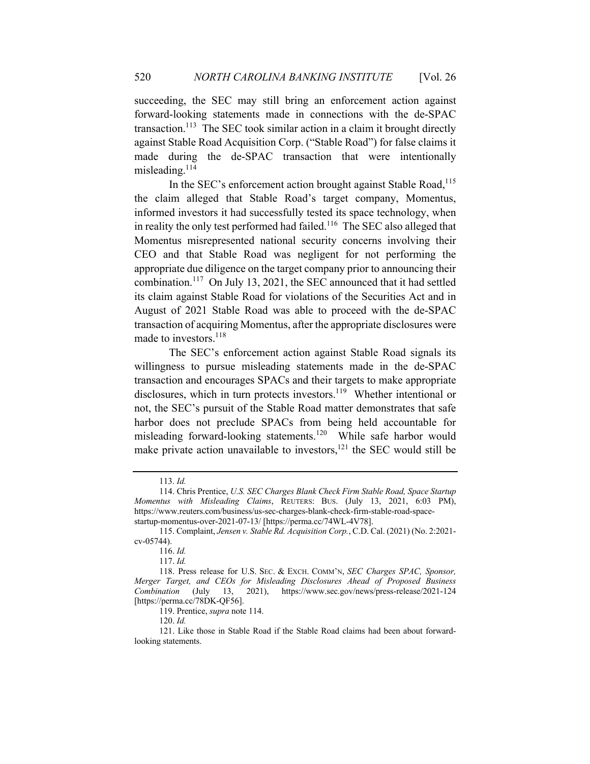succeeding, the SEC may still bring an enforcement action against forward-looking statements made in connections with the de-SPAC transaction.[113] The SEC took similar action in a claim it brought directly against Stable Road Acquisition Corp. ("Stable Road") for false claims it made during the de-SPAC transaction that were intentionally misleading.[114]

In the SEC's enforcement action brought against Stable Road,[115] the claim alleged that Stable Road's target company, Momentus, informed investors it had successfully tested its space technology, when in reality the only test performed had failed.[116] The SEC also alleged that Momentus misrepresented national security concerns involving their CEO and that Stable Road was negligent for not performing the appropriate due diligence on the target company prior to announcing their combination.[117] On July 13, 2021, the SEC announced that it had settled its claim against Stable Road for violations of the Securities Act and in August of 2021 Stable Road was able to proceed with the de-SPAC transaction of acquiring Momentus, after the appropriate disclosures were made to investors.[118]

The SEC's enforcement action against Stable Road signals its willingness to pursue misleading statements made in the de-SPAC transaction and encourages SPACs and their targets to make appropriate disclosures, which in turn protects investors.[119] Whether intentional or not, the SEC's pursuit of the Stable Road matter demonstrates that safe harbor does not preclude SPACs from being held accountable for misleading forward-looking statements.[120] While safe harbor would make private action unavailable to investors,[121] the SEC would still be

---

113. *Id.*

114. Chris Prentice, *U.S. SEC Charges Blank Check Firm Stable Road, Space Startup Momentus with Misleading Claims*, REUTERS: BUS. (July 13, 2021, 6:03 PM), https://www.reuters.com/business/us-sec-charges-blank-check-firm-stable-road-space-startup-momentus-over-2021-07-13/ [https://perma.cc/74WL-4V78].

115. Complaint, *Jensen v. Stable Rd. Acquisition Corp.*, C.D. Cal. (2021) (No. 2:2021-cv-05744).

116. *Id.*

117. *Id.*

118. Press release for U.S. SEC. & EXCH. COMM'N, *SEC Charges SPAC, Sponsor, Merger Target, and CEOs for Misleading Disclosures Ahead of Proposed Business Combination* (July 13, 2021), https://www.sec.gov/news/press-release/2021-124 [https://perma.cc/78DK-QF56].

119. Prentice, *supra* note 114.

120. *Id.*

121. Like those in Stable Road if the Stable Road claims had been about forward-looking statements.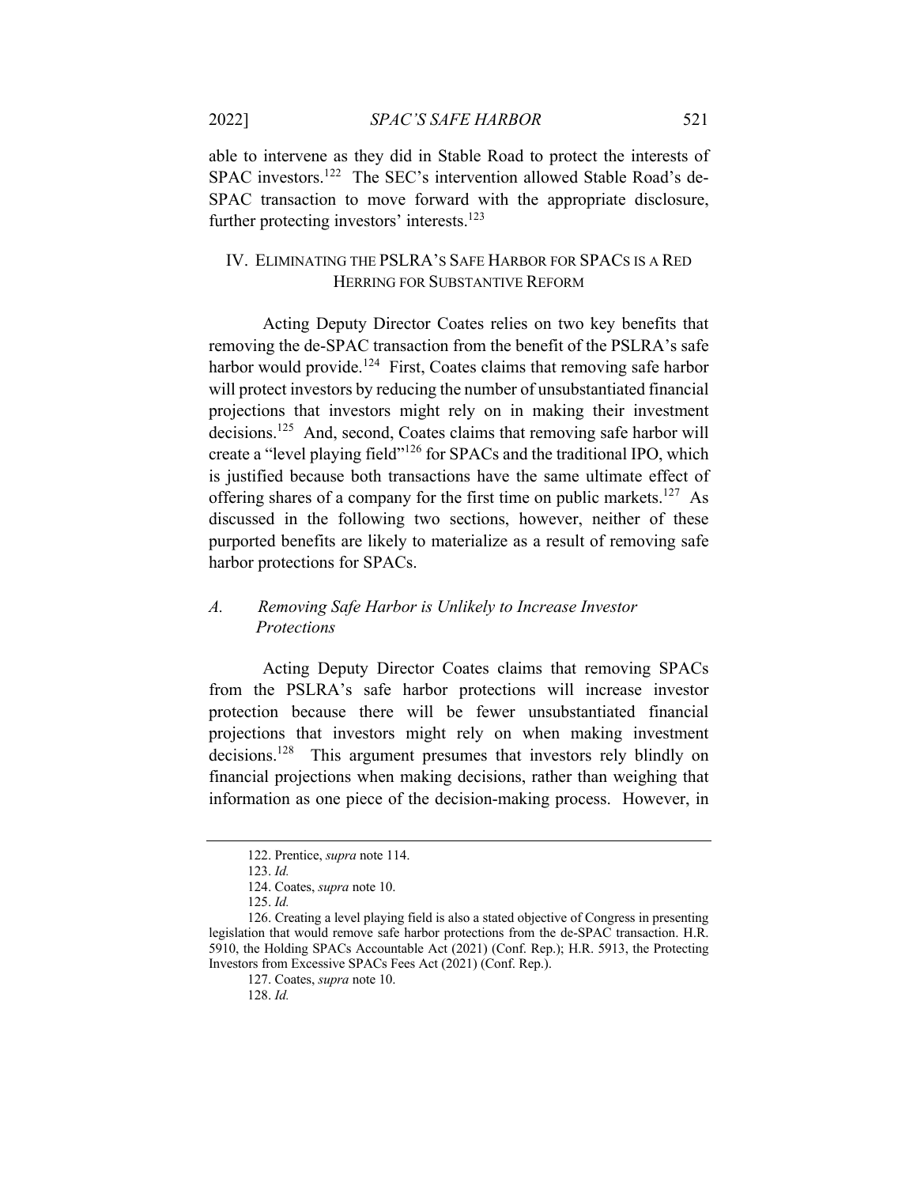able to intervene as they did in Stable Road to protect the interests of SPAC investors.[122] The SEC's intervention allowed Stable Road's de-SPAC transaction to move forward with the appropriate disclosure, further protecting investors' interests.[123]

## IV. ELIMINATING THE PSLRA'S SAFE HARBOR FOR SPACS IS A RED HERRING FOR SUBSTANTIVE REFORM

Acting Deputy Director Coates relies on two key benefits that removing the de-SPAC transaction from the benefit of the PSLRA's safe harbor would provide.[124] First, Coates claims that removing safe harbor will protect investors by reducing the number of unsubstantiated financial projections that investors might rely on in making their investment decisions.[125] And, second, Coates claims that removing safe harbor will create a "level playing field"[126] for SPACs and the traditional IPO, which is justified because both transactions have the same ultimate effect of offering shares of a company for the first time on public markets.[127] As discussed in the following two sections, however, neither of these purported benefits are likely to materialize as a result of removing safe harbor protections for SPACs.

### *A. Removing Safe Harbor is Unlikely to Increase Investor Protections*

Acting Deputy Director Coates claims that removing SPACs from the PSLRA's safe harbor protections will increase investor protection because there will be fewer unsubstantiated financial projections that investors might rely on when making investment decisions.[128] This argument presumes that investors rely blindly on financial projections when making decisions, rather than weighing that information as one piece of the decision-making process. However, in

---

122. Prentice, *supra* note 114.

123. *Id.*

124. Coates, *supra* note 10.

125. *Id.*

126. Creating a level playing field is also a stated objective of Congress in presenting legislation that would remove safe harbor protections from the de-SPAC transaction. H.R. 5910, the Holding SPACs Accountable Act (2021) (Conf. Rep.); H.R. 5913, the Protecting Investors from Excessive SPACs Fees Act (2021) (Conf. Rep.).

127. Coates, *supra* note 10.

128. *Id.*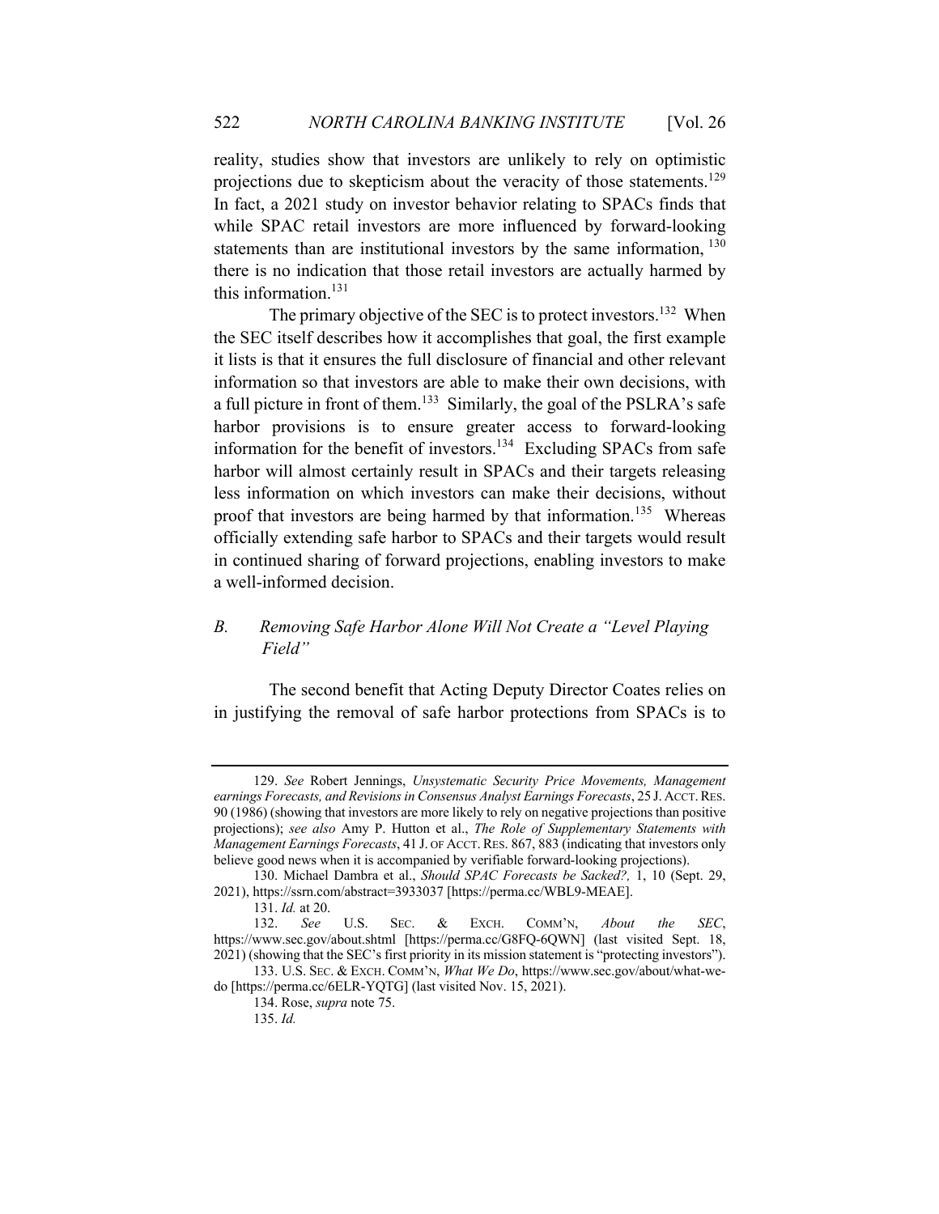reality, studies show that investors are unlikely to rely on optimistic projections due to skepticism about the veracity of those statements.[129] In fact, a 2021 study on investor behavior relating to SPACs finds that while SPAC retail investors are more influenced by forward-looking statements than are institutional investors by the same information, [130] there is no indication that those retail investors are actually harmed by this information.[131]

The primary objective of the SEC is to protect investors.[132] When the SEC itself describes how it accomplishes that goal, the first example it lists is that it ensures the full disclosure of financial and other relevant information so that investors are able to make their own decisions, with a full picture in front of them.[133] Similarly, the goal of the PSLRA's safe harbor provisions is to ensure greater access to forward-looking information for the benefit of investors.[134] Excluding SPACs from safe harbor will almost certainly result in SPACs and their targets releasing less information on which investors can make their decisions, without proof that investors are being harmed by that information.[135] Whereas officially extending safe harbor to SPACs and their targets would result in continued sharing of forward projections, enabling investors to make a well-informed decision.

### *B. Removing Safe Harbor Alone Will Not Create a "Level Playing Field"*

The second benefit that Acting Deputy Director Coates relies on in justifying the removal of safe harbor protections from SPACs is to

---

129. *See* Robert Jennings, *Unsystematic Security Price Movements, Management earnings Forecasts, and Revisions in Consensus Analyst Earnings Forecasts*, 25 J. ACCT. RES. 90 (1986) (showing that investors are more likely to rely on negative projections than positive projections); *see also* Amy P. Hutton et al., *The Role of Supplementary Statements with Management Earnings Forecasts*, 41 J. OF ACCT. RES. 867, 883 (indicating that investors only believe good news when it is accompanied by verifiable forward-looking projections).

130. Michael Dambra et al., *Should SPAC Forecasts be Sacked?,* 1, 10 (Sept. 29, 2021), https://ssrn.com/abstract=3933037 [https://perma.cc/WBL9-MEAE].

131. *Id.* at 20.

132. *See* U.S. SEC. & EXCH. COMM'N, *About the SEC*, https://www.sec.gov/about.shtml [https://perma.cc/G8FQ-6QWN] (last visited Sept. 18, 2021) (showing that the SEC's first priority in its mission statement is "protecting investors").

133. U.S. SEC. & EXCH. COMM'N, *What We Do*, https://www.sec.gov/about/what-we-do [https://perma.cc/6ELR-YQTG] (last visited Nov. 15, 2021).

134. Rose, *supra* note 75.

135. *Id.*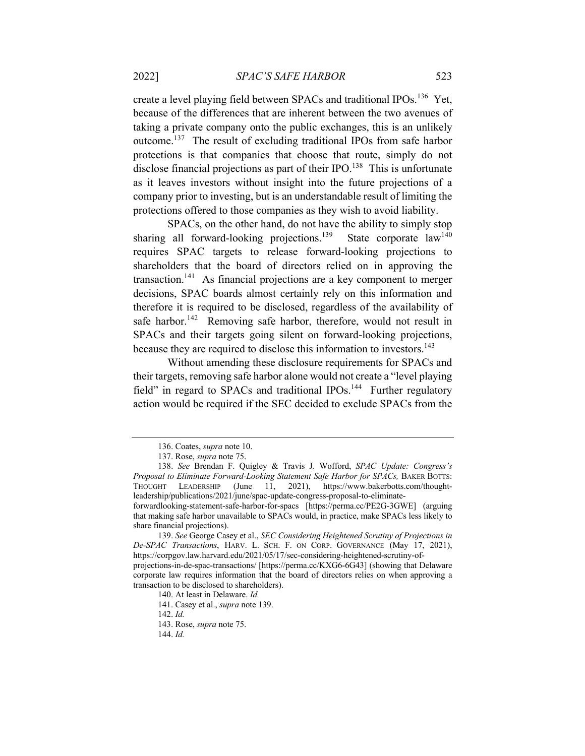create a level playing field between SPACs and traditional IPOs.[136] Yet, because of the differences that are inherent between the two avenues of taking a private company onto the public exchanges, this is an unlikely outcome.[137] The result of excluding traditional IPOs from safe harbor protections is that companies that choose that route, simply do not disclose financial projections as part of their IPO.[138] This is unfortunate as it leaves investors without insight into the future projections of a company prior to investing, but is an understandable result of limiting the protections offered to those companies as they wish to avoid liability.

SPACs, on the other hand, do not have the ability to simply stop sharing all forward-looking projections.[139] State corporate law[140] requires SPAC targets to release forward-looking projections to shareholders that the board of directors relied on in approving the transaction.[141] As financial projections are a key component to merger decisions, SPAC boards almost certainly rely on this information and therefore it is required to be disclosed, regardless of the availability of safe harbor.[142] Removing safe harbor, therefore, would not result in SPACs and their targets going silent on forward-looking projections, because they are required to disclose this information to investors.[143]

Without amending these disclosure requirements for SPACs and their targets, removing safe harbor alone would not create a "level playing field" in regard to SPACs and traditional IPOs.[144] Further regulatory action would be required if the SEC decided to exclude SPACs from the

---

136. Coates, *supra* note 10.

137. Rose, *supra* note 75.

138. *See* Brendan F. Quigley & Travis J. Wofford, *SPAC Update: Congress's Proposal to Eliminate Forward-Looking Statement Safe Harbor for SPACs,* BAKER BOTTS: THOUGHT LEADERSHIP (June 11, 2021), https://www.bakerbotts.com/thought-leadership/publications/2021/june/spac-update-congress-proposal-to-eliminate-forwardlooking-statement-safe-harbor-for-spacs [https://perma.cc/PE2G-3GWE] (arguing that making safe harbor unavailable to SPACs would, in practice, make SPACs less likely to share financial projections).

139. *See* George Casey et al., *SEC Considering Heightened Scrutiny of Projections in De-SPAC Transactions*, HARV. L. SCH. F. ON CORP. GOVERNANCE (May 17, 2021), https://corpgov.law.harvard.edu/2021/05/17/sec-considering-heightened-scrutiny-of-projections-in-de-spac-transactions/ [https://perma.cc/KXG6-6G43] (showing that Delaware corporate law requires information that the board of directors relies on when approving a transaction to be disclosed to shareholders).

140. At least in Delaware. *Id.*

141. Casey et al., *supra* note 139.

142. *Id.*

143. Rose, *supra* note 75.

144. *Id.*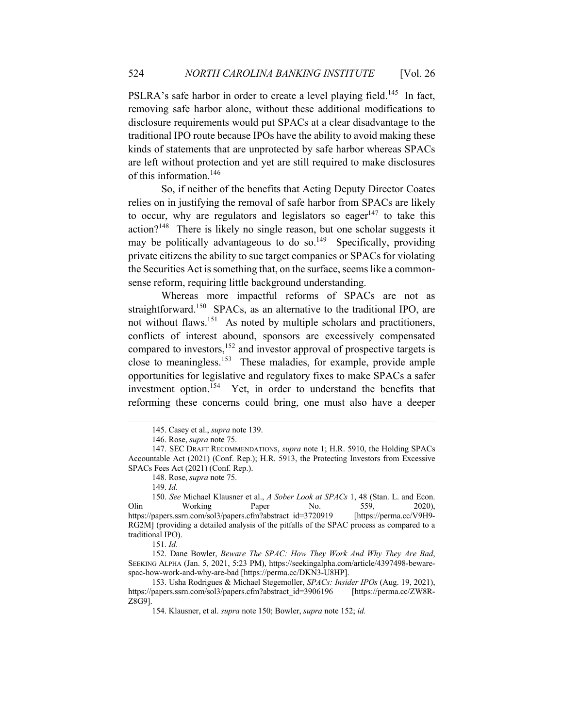PSLRA's safe harbor in order to create a level playing field.[145] In fact, removing safe harbor alone, without these additional modifications to disclosure requirements would put SPACs at a clear disadvantage to the traditional IPO route because IPOs have the ability to avoid making these kinds of statements that are unprotected by safe harbor whereas SPACs are left without protection and yet are still required to make disclosures of this information.[146]

So, if neither of the benefits that Acting Deputy Director Coates relies on in justifying the removal of safe harbor from SPACs are likely to occur, why are regulators and legislators so eager[147] to take this action?[148] There is likely no single reason, but one scholar suggests it may be politically advantageous to do so.[149] Specifically, providing private citizens the ability to sue target companies or SPACs for violating the Securities Act is something that, on the surface, seems like a common-sense reform, requiring little background understanding.

Whereas more impactful reforms of SPACs are not as straightforward.[150] SPACs, as an alternative to the traditional IPO, are not without flaws.[151] As noted by multiple scholars and practitioners, conflicts of interest abound, sponsors are excessively compensated compared to investors,[152] and investor approval of prospective targets is close to meaningless.[153] These maladies, for example, provide ample opportunities for legislative and regulatory fixes to make SPACs a safer investment option.[154] Yet, in order to understand the benefits that reforming these concerns could bring, one must also have a deeper

---

145. Casey et al., *supra* note 139.

146. Rose, *supra* note 75.

147. SEC DRAFT RECOMMENDATIONS, *supra* note 1; H.R. 5910, the Holding SPACs Accountable Act (2021) (Conf. Rep.); H.R. 5913, the Protecting Investors from Excessive SPACs Fees Act (2021) (Conf. Rep.).

148. Rose, *supra* note 75.

149. *Id.*

150. *See* Michael Klausner et al., *A Sober Look at SPACs* 1, 48 (Stan. L. and Econ. Olin Working Paper No. 559, 2020), https://papers.ssrn.com/sol3/papers.cfm?abstract_id=3720919 [https://perma.cc/V9H9-RG2M] (providing a detailed analysis of the pitfalls of the SPAC process as compared to a traditional IPO).

151. *Id.*

152. Dane Bowler, *Beware The SPAC: How They Work And Why They Are Bad*, SEEKING ALPHA (Jan. 5, 2021, 5:23 PM), https://seekingalpha.com/article/4397498-beware-spac-how-work-and-why-are-bad [https://perma.cc/DKN3-U8HP].

153. Usha Rodrigues & Michael Stegemoller, *SPACs: Insider IPOs* (Aug. 19, 2021), https://papers.ssrn.com/sol3/papers.cfm?abstract_id=3906196 [https://perma.cc/ZW8R-Z8G9].

154. Klausner, et al. *supra* note 150; Bowler, *supra* note 152; *id.*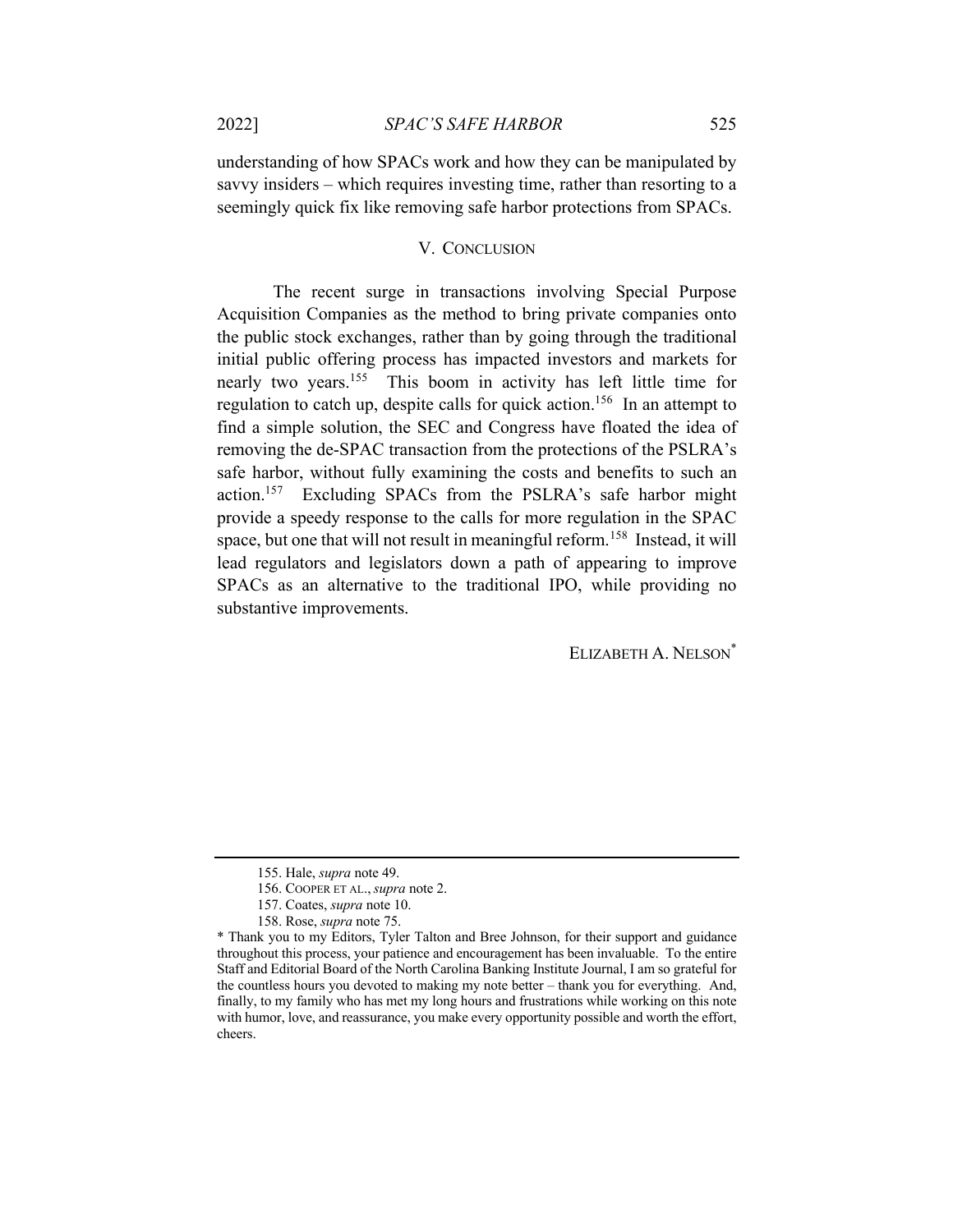understanding of how SPACs work and how they can be manipulated by savvy insiders – which requires investing time, rather than resorting to a seemingly quick fix like removing safe harbor protections from SPACs.

## V. CONCLUSION

The recent surge in transactions involving Special Purpose Acquisition Companies as the method to bring private companies onto the public stock exchanges, rather than by going through the traditional initial public offering process has impacted investors and markets for nearly two years.[155] This boom in activity has left little time for regulation to catch up, despite calls for quick action.[156] In an attempt to find a simple solution, the SEC and Congress have floated the idea of removing the de-SPAC transaction from the protections of the PSLRA's safe harbor, without fully examining the costs and benefits to such an action.[157] Excluding SPACs from the PSLRA's safe harbor might provide a speedy response to the calls for more regulation in the SPAC space, but one that will not result in meaningful reform.[158] Instead, it will lead regulators and legislators down a path of appearing to improve SPACs as an alternative to the traditional IPO, while providing no substantive improvements.

ELIZABETH A. NELSON*

---

155. Hale, *supra* note 49.

156. COOPER ET AL., *supra* note 2.

157. Coates, *supra* note 10.

158. Rose, *supra* note 75.

\* Thank you to my Editors, Tyler Talton and Bree Johnson, for their support and guidance throughout this process, your patience and encouragement has been invaluable. To the entire Staff and Editorial Board of the North Carolina Banking Institute Journal, I am so grateful for the countless hours you devoted to making my note better – thank you for everything. And, finally, to my family who has met my long hours and frustrations while working on this note with humor, love, and reassurance, you make every opportunity possible and worth the effort, cheers.